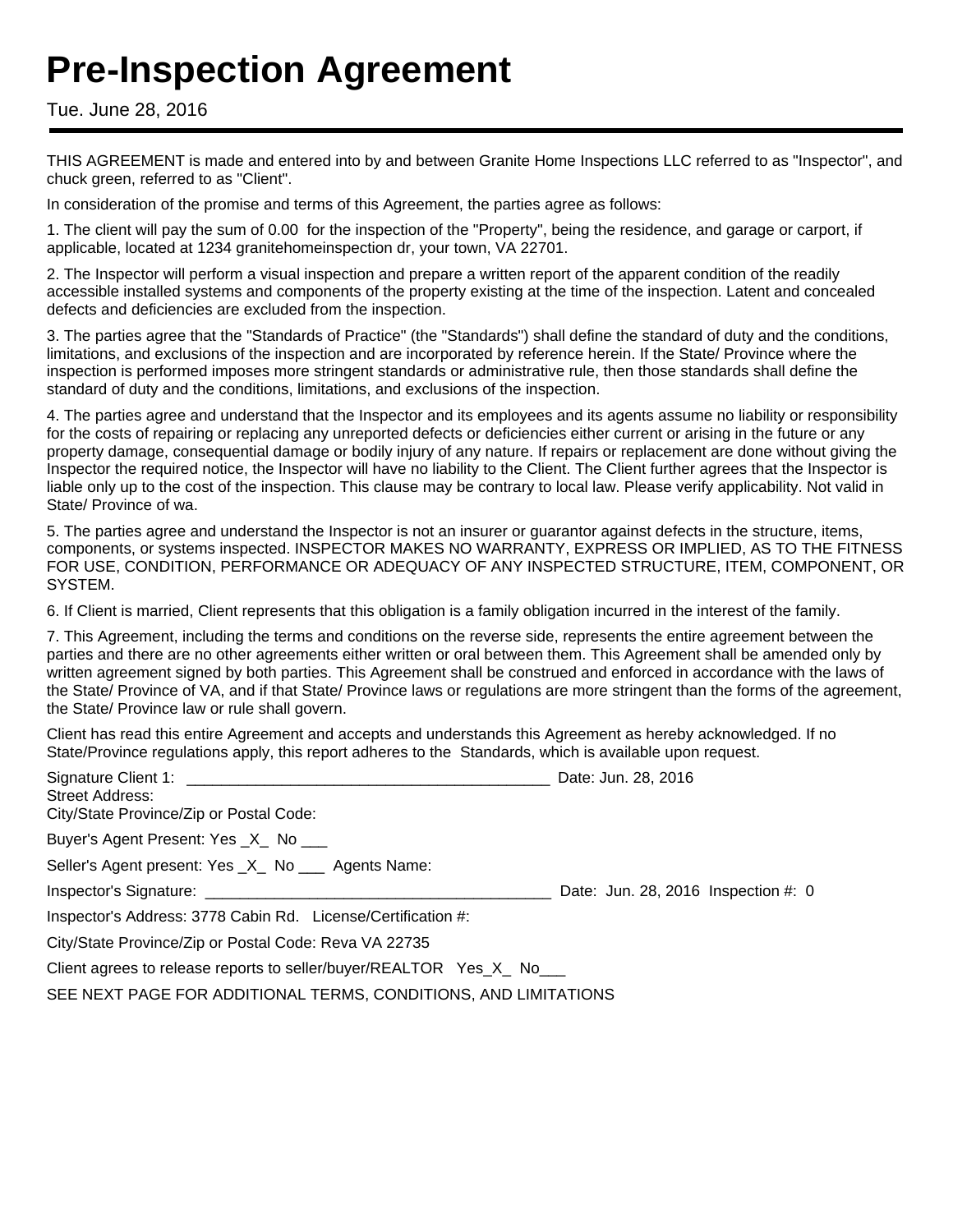# Pre-Inspection Agreement

Tue. June 28, 2016

---

THIS AGREEMENT is made and entered into by and between Granite Home Inspections LLC referred to as "Inspector", and chuck green, referred to as "Client".

In consideration of the promise and terms of this Agreement, the parties agree as follows:

1. The client will pay the sum of 0.00 for the inspection of the "Property", being the residence, and garage or carport, if applicable, located at 1234 granitehomeinspection dr, your town, VA 22701.

2. The Inspector will perform a visual inspection and prepare a written report of the apparent condition of the readily accessible installed systems and components of the property existing at the time of the inspection. Latent and concealed defects and deficiencies are excluded from the inspection.

3. The parties agree that the "Standards of Practice" (the "Standards") shall define the standard of duty and the conditions, limitations, and exclusions of the inspection and are incorporated by reference herein. If the State/ Province where the inspection is performed imposes more stringent standards or administrative rule, then those standards shall define the standard of duty and the conditions, limitations, and exclusions of the inspection.

4. The parties agree and understand that the Inspector and its employees and its agents assume no liability or responsibility for the costs of repairing or replacing any unreported defects or deficiencies either current or arising in the future or any property damage, consequential damage or bodily injury of any nature. If repairs or replacement are done without giving the Inspector the required notice, the Inspector will have no liability to the Client. The Client further agrees that the Inspector is liable only up to the cost of the inspection. This clause may be contrary to local law. Please verify applicability. Not valid in State/ Province of wa.

5. The parties agree and understand the Inspector is not an insurer or guarantor against defects in the structure, items, components, or systems inspected. INSPECTOR MAKES NO WARRANTY, EXPRESS OR IMPLIED, AS TO THE FITNESS FOR USE, CONDITION, PERFORMANCE OR ADEQUACY OF ANY INSPECTED STRUCTURE, ITEM, COMPONENT, OR SYSTEM.

6. If Client is married, Client represents that this obligation is a family obligation incurred in the interest of the family.

7. This Agreement, including the terms and conditions on the reverse side, represents the entire agreement between the parties and there are no other agreements either written or oral between them. This Agreement shall be amended only by written agreement signed by both parties. This Agreement shall be construed and enforced in accordance with the laws of the State/ Province of VA, and if that State/ Province laws or regulations are more stringent than the forms of the agreement, the State/ Province law or rule shall govern.

Client has read this entire Agreement and accepts and understands this Agreement as hereby acknowledged. If no State/Province regulations apply, this report adheres to the Standards, which is available upon request.

Signature Client 1: ___________________________________________ Date: Jun. 28, 2016
Street Address:
City/State Province/Zip or Postal Code:

Buyer's Agent Present: Yes _X_ No ___

Seller's Agent present: Yes _X_ No ___ Agents Name:

Inspector's Signature: _________________________________________ Date: Jun. 28, 2016 Inspection #: 0

Inspector's Address: 3778 Cabin Rd. License/Certification #:

City/State Province/Zip or Postal Code: Reva VA 22735

Client agrees to release reports to seller/buyer/REALTOR Yes_X_ No___

SEE NEXT PAGE FOR ADDITIONAL TERMS, CONDITIONS, AND LIMITATIONS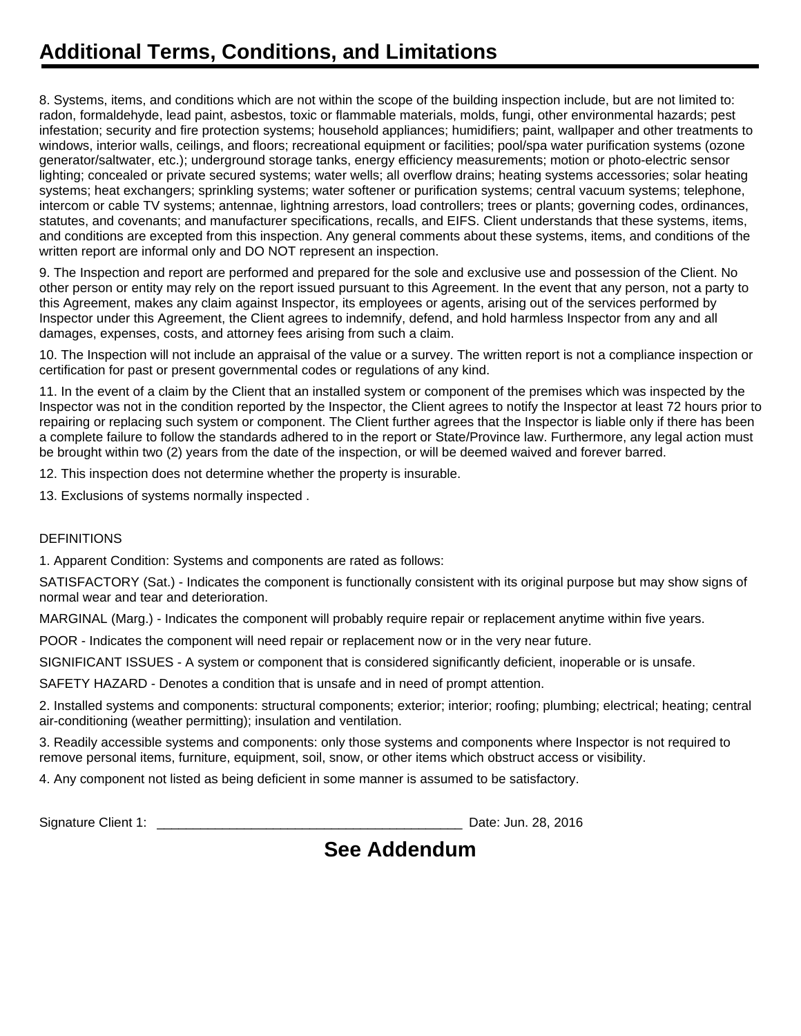# Additional Terms, Conditions, and Limitations

8. Systems, items, and conditions which are not within the scope of the building inspection include, but are not limited to: radon, formaldehyde, lead paint, asbestos, toxic or flammable materials, molds, fungi, other environmental hazards; pest infestation; security and fire protection systems; household appliances; humidifiers; paint, wallpaper and other treatments to windows, interior walls, ceilings, and floors; recreational equipment or facilities; pool/spa water purification systems (ozone generator/saltwater, etc.); underground storage tanks, energy efficiency measurements; motion or photo-electric sensor lighting; concealed or private secured systems; water wells; all overflow drains; heating systems accessories; solar heating systems; heat exchangers; sprinkling systems; water softener or purification systems; central vacuum systems; telephone, intercom or cable TV systems; antennae, lightning arrestors, load controllers; trees or plants; governing codes, ordinances, statutes, and covenants; and manufacturer specifications, recalls, and EIFS. Client understands that these systems, items, and conditions are excepted from this inspection. Any general comments about these systems, items, and conditions of the written report are informal only and DO NOT represent an inspection.

9. The Inspection and report are performed and prepared for the sole and exclusive use and possession of the Client. No other person or entity may rely on the report issued pursuant to this Agreement. In the event that any person, not a party to this Agreement, makes any claim against Inspector, its employees or agents, arising out of the services performed by Inspector under this Agreement, the Client agrees to indemnify, defend, and hold harmless Inspector from any and all damages, expenses, costs, and attorney fees arising from such a claim.

10. The Inspection will not include an appraisal of the value or a survey. The written report is not a compliance inspection or certification for past or present governmental codes or regulations of any kind.

11. In the event of a claim by the Client that an installed system or component of the premises which was inspected by the Inspector was not in the condition reported by the Inspector, the Client agrees to notify the Inspector at least 72 hours prior to repairing or replacing such system or component. The Client further agrees that the Inspector is liable only if there has been a complete failure to follow the standards adhered to in the report or State/Province law. Furthermore, any legal action must be brought within two (2) years from the date of the inspection, or will be deemed waived and forever barred.

12. This inspection does not determine whether the property is insurable.

13. Exclusions of systems normally inspected .

DEFINITIONS

1. Apparent Condition: Systems and components are rated as follows:

SATISFACTORY (Sat.) - Indicates the component is functionally consistent with its original purpose but may show signs of normal wear and tear and deterioration.

MARGINAL (Marg.) - Indicates the component will probably require repair or replacement anytime within five years.

POOR - Indicates the component will need repair or replacement now or in the very near future.

SIGNIFICANT ISSUES - A system or component that is considered significantly deficient, inoperable or is unsafe.

SAFETY HAZARD - Denotes a condition that is unsafe and in need of prompt attention.

2. Installed systems and components: structural components; exterior; interior; roofing; plumbing; electrical; heating; central air-conditioning (weather permitting); insulation and ventilation.

3. Readily accessible systems and components: only those systems and components where Inspector is not required to remove personal items, furniture, equipment, soil, snow, or other items which obstruct access or visibility.

4. Any component not listed as being deficient in some manner is assumed to be satisfactory.

Signature Client 1: __________________________________________ Date: Jun. 28, 2016

**See Addendum**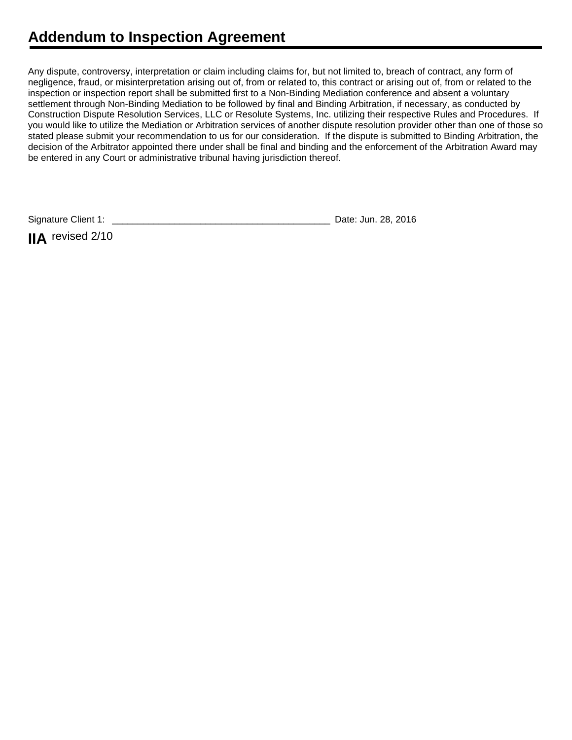# Addendum to Inspection Agreement

Any dispute, controversy, interpretation or claim including claims for, but not limited to, breach of contract, any form of negligence, fraud, or misinterpretation arising out of, from or related to, this contract or arising out of, from or related to the inspection or inspection report shall be submitted first to a Non-Binding Mediation conference and absent a voluntary settlement through Non-Binding Mediation to be followed by final and Binding Arbitration, if necessary, as conducted by Construction Dispute Resolution Services, LLC or Resolute Systems, Inc. utilizing their respective Rules and Procedures. If you would like to utilize the Mediation or Arbitration services of another dispute resolution provider other than one of those so stated please submit your recommendation to us for our consideration. If the dispute is submitted to Binding Arbitration, the decision of the Arbitrator appointed there under shall be final and binding and the enforcement of the Arbitration Award may be entered in any Court or administrative tribunal having jurisdiction thereof.

Signature Client 1: __________________________________________ Date: Jun. 28, 2016

**IIA** revised 2/10